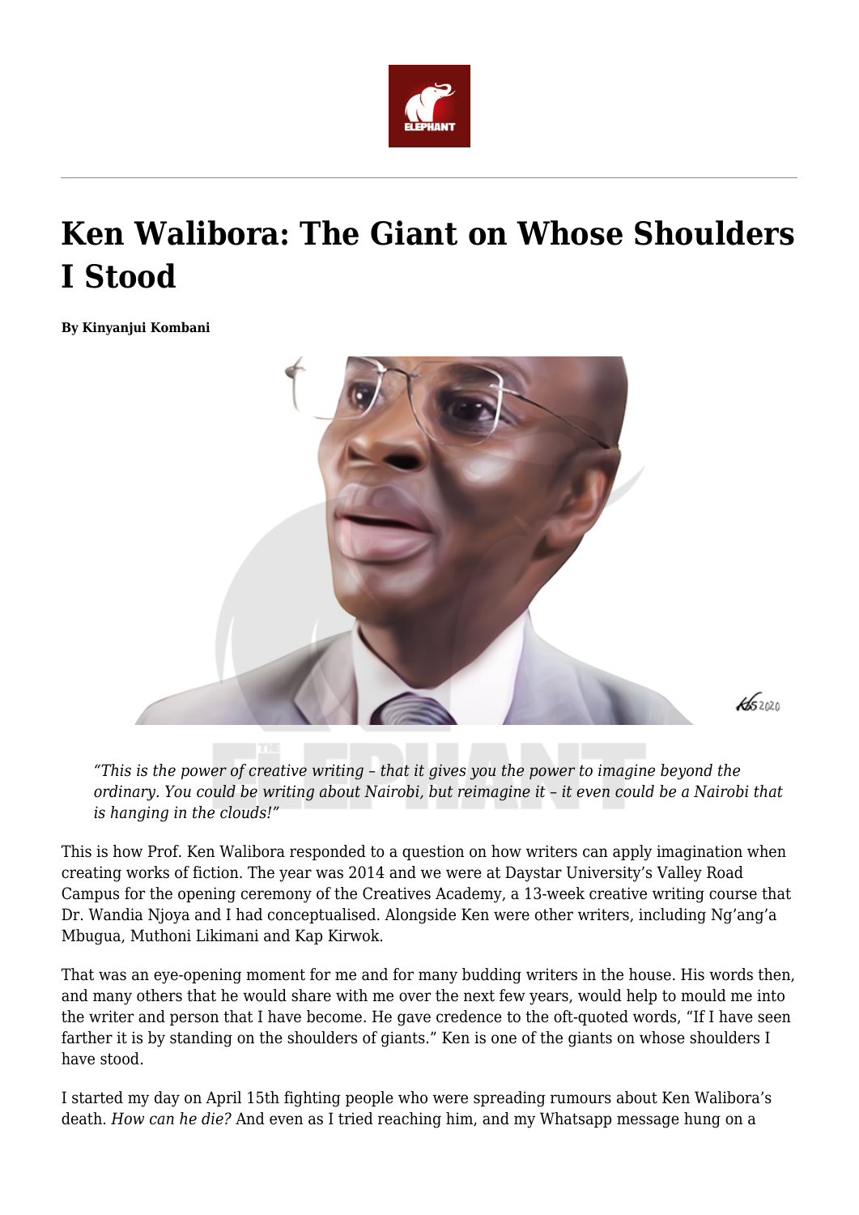# Ken Walibora: The Giant on Whose Shoulders I Stood

**By Kinyanjui Kombani**

> *"This is the power of creative writing – that it gives you the power to imagine beyond the ordinary. You could be writing about Nairobi, but reimagine it – it even could be a Nairobi that is hanging in the clouds!"*

This is how Prof. Ken Walibora responded to a question on how writers can apply imagination when creating works of fiction. The year was 2014 and we were at Daystar University's Valley Road Campus for the opening ceremony of the Creatives Academy, a 13-week creative writing course that Dr. Wandia Njoya and I had conceptualised. Alongside Ken were other writers, including Ng'ang'a Mbugua, Muthoni Likimani and Kap Kirwok.

That was an eye-opening moment for me and for many budding writers in the house. His words then, and many others that he would share with me over the next few years, would help to mould me into the writer and person that I have become. He gave credence to the oft-quoted words, "If I have seen farther it is by standing on the shoulders of giants." Ken is one of the giants on whose shoulders I have stood.

I started my day on April 15th fighting people who were spreading rumours about Ken Walibora's death. *How can he die?* And even as I tried reaching him, and my Whatsapp message hung on a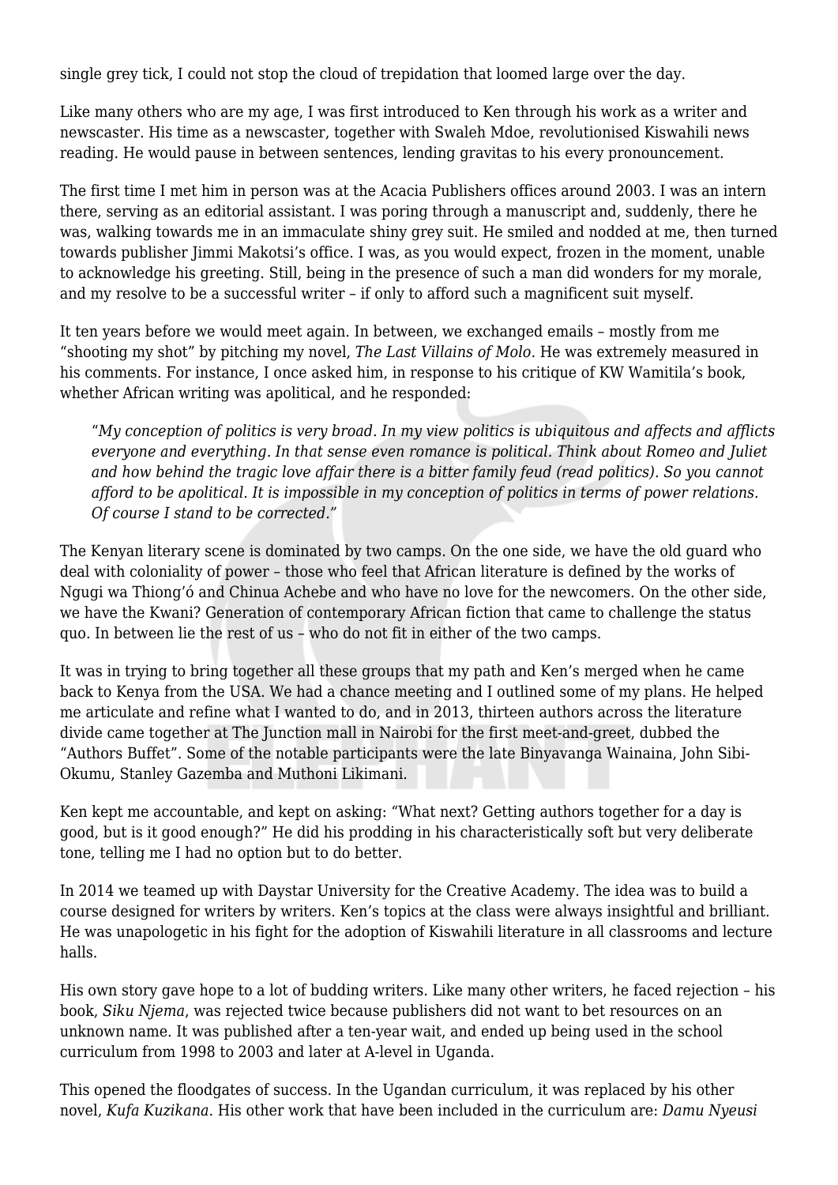single grey tick, I could not stop the cloud of trepidation that loomed large over the day.

Like many others who are my age, I was first introduced to Ken through his work as a writer and newscaster. His time as a newscaster, together with Swaleh Mdoe, revolutionised Kiswahili news reading. He would pause in between sentences, lending gravitas to his every pronouncement.

The first time I met him in person was at the Acacia Publishers offices around 2003. I was an intern there, serving as an editorial assistant. I was poring through a manuscript and, suddenly, there he was, walking towards me in an immaculate shiny grey suit. He smiled and nodded at me, then turned towards publisher Jimmi Makotsi's office. I was, as you would expect, frozen in the moment, unable to acknowledge his greeting. Still, being in the presence of such a man did wonders for my morale, and my resolve to be a successful writer – if only to afford such a magnificent suit myself.

It ten years before we would meet again. In between, we exchanged emails – mostly from me "shooting my shot" by pitching my novel, *The Last Villains of Molo*. He was extremely measured in his comments. For instance, I once asked him, in response to his critique of KW Wamitila's book, whether African writing was apolitical, and he responded:

> "*My conception of politics is very broad. In my view politics is ubiquitous and affects and afflicts everyone and everything. In that sense even romance is political. Think about Romeo and Juliet and how behind the tragic love affair there is a bitter family feud (read politics). So you cannot afford to be apolitical. It is impossible in my conception of politics in terms of power relations. Of course I stand to be corrected.*"

The Kenyan literary scene is dominated by two camps. On the one side, we have the old guard who deal with coloniality of power – those who feel that African literature is defined by the works of Ngugi wa Thiong'ó and Chinua Achebe and who have no love for the newcomers. On the other side, we have the Kwani? Generation of contemporary African fiction that came to challenge the status quo. In between lie the rest of us – who do not fit in either of the two camps.

It was in trying to bring together all these groups that my path and Ken's merged when he came back to Kenya from the USA. We had a chance meeting and I outlined some of my plans. He helped me articulate and refine what I wanted to do, and in 2013, thirteen authors across the literature divide came together at The Junction mall in Nairobi for the first meet-and-greet, dubbed the "Authors Buffet". Some of the notable participants were the late Binyavanga Wainaina, John Sibi-Okumu, Stanley Gazemba and Muthoni Likimani.

Ken kept me accountable, and kept on asking: "What next? Getting authors together for a day is good, but is it good enough?" He did his prodding in his characteristically soft but very deliberate tone, telling me I had no option but to do better.

In 2014 we teamed up with Daystar University for the Creative Academy. The idea was to build a course designed for writers by writers. Ken's topics at the class were always insightful and brilliant. He was unapologetic in his fight for the adoption of Kiswahili literature in all classrooms and lecture halls.

His own story gave hope to a lot of budding writers. Like many other writers, he faced rejection – his book, *Siku Njema*, was rejected twice because publishers did not want to bet resources on an unknown name. It was published after a ten-year wait, and ended up being used in the school curriculum from 1998 to 2003 and later at A-level in Uganda.

This opened the floodgates of success. In the Ugandan curriculum, it was replaced by his other novel, *Kufa Kuzikana*. His other work that have been included in the curriculum are: *Damu Nyeusi*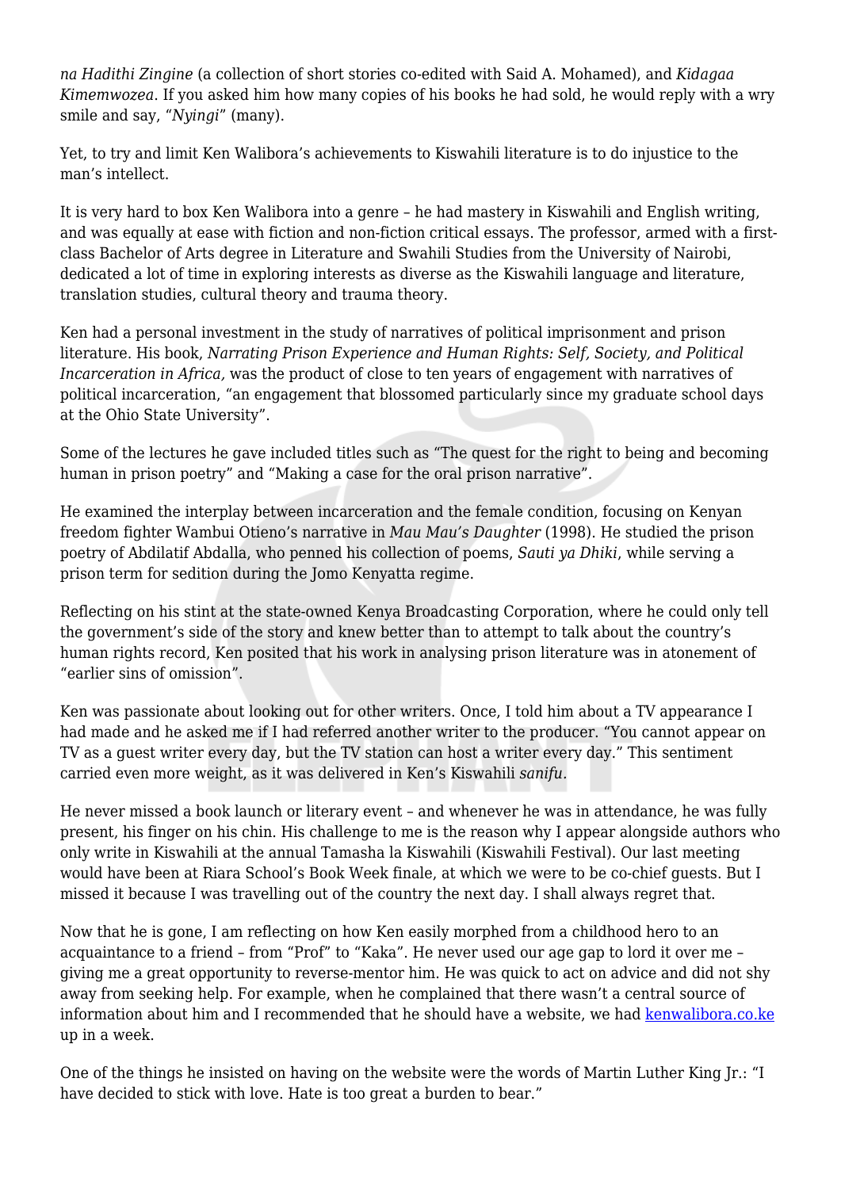*na Hadithi Zingine* (a collection of short stories co-edited with Said A. Mohamed), and *Kidagaa Kimemwozea*. If you asked him how many copies of his books he had sold, he would reply with a wry smile and say, "*Nyingi*" (many).

Yet, to try and limit Ken Walibora's achievements to Kiswahili literature is to do injustice to the man's intellect.

It is very hard to box Ken Walibora into a genre – he had mastery in Kiswahili and English writing, and was equally at ease with fiction and non-fiction critical essays. The professor, armed with a first-class Bachelor of Arts degree in Literature and Swahili Studies from the University of Nairobi, dedicated a lot of time in exploring interests as diverse as the Kiswahili language and literature, translation studies, cultural theory and trauma theory.

Ken had a personal investment in the study of narratives of political imprisonment and prison literature. His book, *Narrating Prison Experience and Human Rights: Self, Society, and Political Incarceration in Africa,* was the product of close to ten years of engagement with narratives of political incarceration, "an engagement that blossomed particularly since my graduate school days at the Ohio State University".

Some of the lectures he gave included titles such as "The quest for the right to being and becoming human in prison poetry" and "Making a case for the oral prison narrative".

He examined the interplay between incarceration and the female condition, focusing on Kenyan freedom fighter Wambui Otieno's narrative in *Mau Mau's Daughter* (1998). He studied the prison poetry of Abdilatif Abdalla, who penned his collection of poems, *Sauti ya Dhiki*, while serving a prison term for sedition during the Jomo Kenyatta regime.

Reflecting on his stint at the state-owned Kenya Broadcasting Corporation, where he could only tell the government's side of the story and knew better than to attempt to talk about the country's human rights record, Ken posited that his work in analysing prison literature was in atonement of "earlier sins of omission".

Ken was passionate about looking out for other writers. Once, I told him about a TV appearance I had made and he asked me if I had referred another writer to the producer. "You cannot appear on TV as a guest writer every day, but the TV station can host a writer every day." This sentiment carried even more weight, as it was delivered in Ken's Kiswahili *sanifu*.

He never missed a book launch or literary event – and whenever he was in attendance, he was fully present, his finger on his chin. His challenge to me is the reason why I appear alongside authors who only write in Kiswahili at the annual Tamasha la Kiswahili (Kiswahili Festival). Our last meeting would have been at Riara School's Book Week finale, at which we were to be co-chief guests. But I missed it because I was travelling out of the country the next day. I shall always regret that.

Now that he is gone, I am reflecting on how Ken easily morphed from a childhood hero to an acquaintance to a friend – from "Prof" to "Kaka". He never used our age gap to lord it over me – giving me a great opportunity to reverse-mentor him. He was quick to act on advice and did not shy away from seeking help. For example, when he complained that there wasn't a central source of information about him and I recommended that he should have a website, we had [kenwalibora.co.ke](kenwalibora.co.ke) up in a week.

One of the things he insisted on having on the website were the words of Martin Luther King Jr.: "I have decided to stick with love. Hate is too great a burden to bear."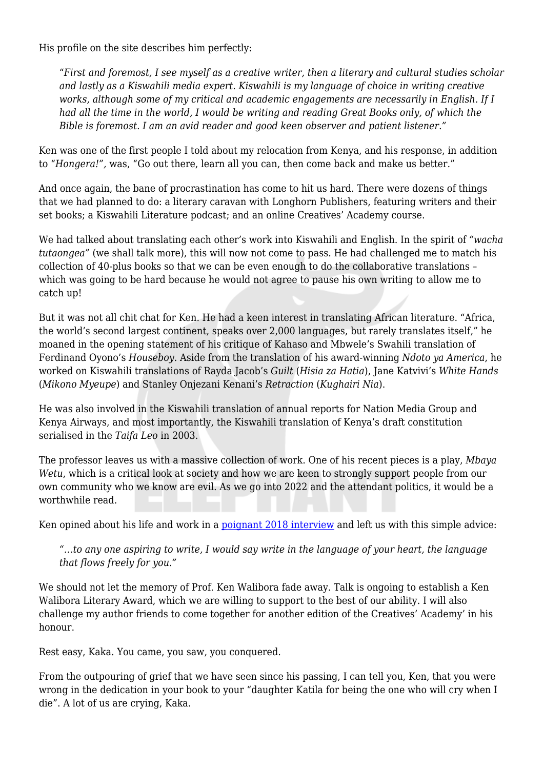His profile on the site describes him perfectly:

> *"First and foremost, I see myself as a creative writer, then a literary and cultural studies scholar and lastly as a Kiswahili media expert. Kiswahili is my language of choice in writing creative works, although some of my critical and academic engagements are necessarily in English. If I had all the time in the world, I would be writing and reading Great Books only, of which the Bible is foremost. I am an avid reader and good keen observer and patient listener."*

Ken was one of the first people I told about my relocation from Kenya, and his response, in addition to "*Hongera!"*, was, "Go out there, learn all you can, then come back and make us better."

And once again, the bane of procrastination has come to hit us hard. There were dozens of things that we had planned to do: a literary caravan with Longhorn Publishers, featuring writers and their set books; a Kiswahili Literature podcast; and an online Creatives' Academy course.

We had talked about translating each other's work into Kiswahili and English. In the spirit of *"wacha tutaongea"* (we shall talk more), this will now not come to pass. He had challenged me to match his collection of 40-plus books so that we can be even enough to do the collaborative translations – which was going to be hard because he would not agree to pause his own writing to allow me to catch up!

But it was not all chit chat for Ken. He had a keen interest in translating African literature. "Africa, the world's second largest continent, speaks over 2,000 languages, but rarely translates itself," he moaned in the opening statement of his critique of Kahaso and Mbwele's Swahili translation of Ferdinand Oyono's *Houseboy*. Aside from the translation of his award-winning *Ndoto ya America*, he worked on Kiswahili translations of Rayda Jacob's *Guilt* (*Hisia za Hatia*), Jane Katvivi's *White Hands* (*Mikono Myeupe*) and Stanley Onjezani Kenani's *Retraction* (*Kughairi Nia*).

He was also involved in the Kiswahili translation of annual reports for Nation Media Group and Kenya Airways, and most importantly, the Kiswahili translation of Kenya's draft constitution serialised in the *Taifa Leo* in 2003.

The professor leaves us with a massive collection of work. One of his recent pieces is a play, *Mbaya Wetu*, which is a critical look at society and how we are keen to strongly support people from our own community who we know are evil. As we go into 2022 and the attendant politics, it would be a worthwhile read.

Ken opined about his life and work in a poignant 2018 interview and left us with this simple advice:

> *"…to any one aspiring to write, I would say write in the language of your heart, the language that flows freely for you."*

We should not let the memory of Prof. Ken Walibora fade away. Talk is ongoing to establish a Ken Walibora Literary Award, which we are willing to support to the best of our ability. I will also challenge my author friends to come together for another edition of the Creatives' Academy' in his honour.

Rest easy, Kaka. You came, you saw, you conquered.

From the outpouring of grief that we have seen since his passing, I can tell you, Ken, that you were wrong in the dedication in your book to your "daughter Katila for being the one who will cry when I die". A lot of us are crying, Kaka.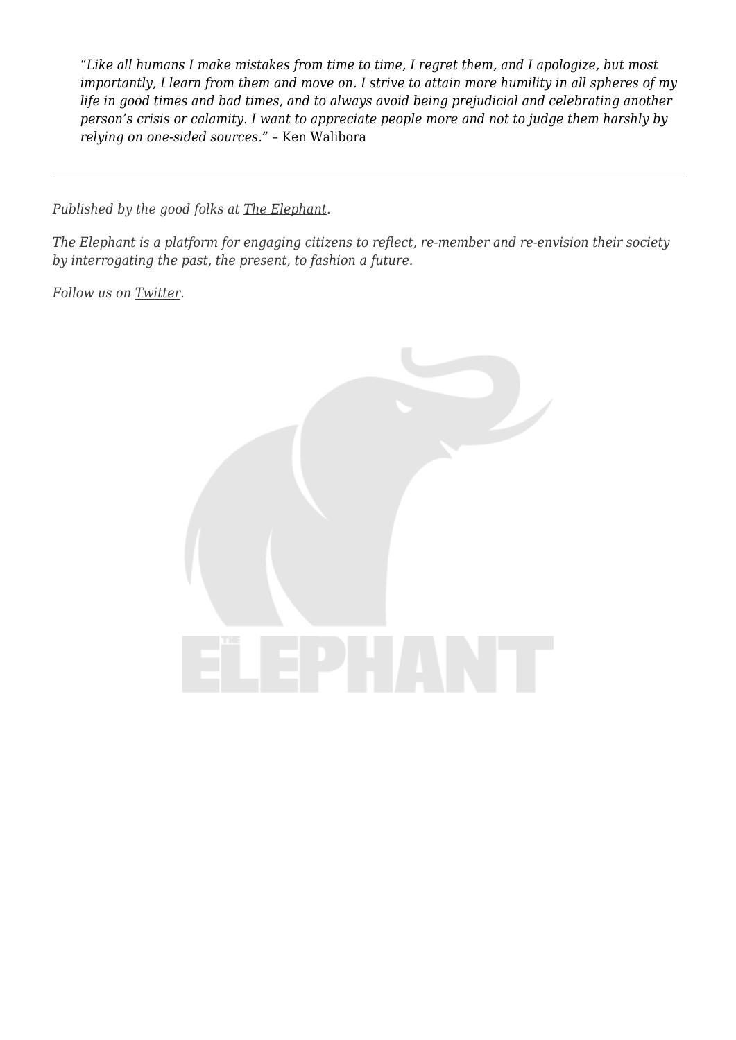> "*Like all humans I make mistakes from time to time, I regret them, and I apologize, but most importantly, I learn from them and move on. I strive to attain more humility in all spheres of my life in good times and bad times, and to always avoid being prejudicial and celebrating another person's crisis or calamity. I want to appreciate people more and not to judge them harshly by relying on one-sided sources.*" – Ken Walibora

---

*Published by the good folks at The Elephant.*

*The Elephant is a platform for engaging citizens to reflect, re-member and re-envision their society by interrogating the past, the present, to fashion a future.*

*Follow us on Twitter.*